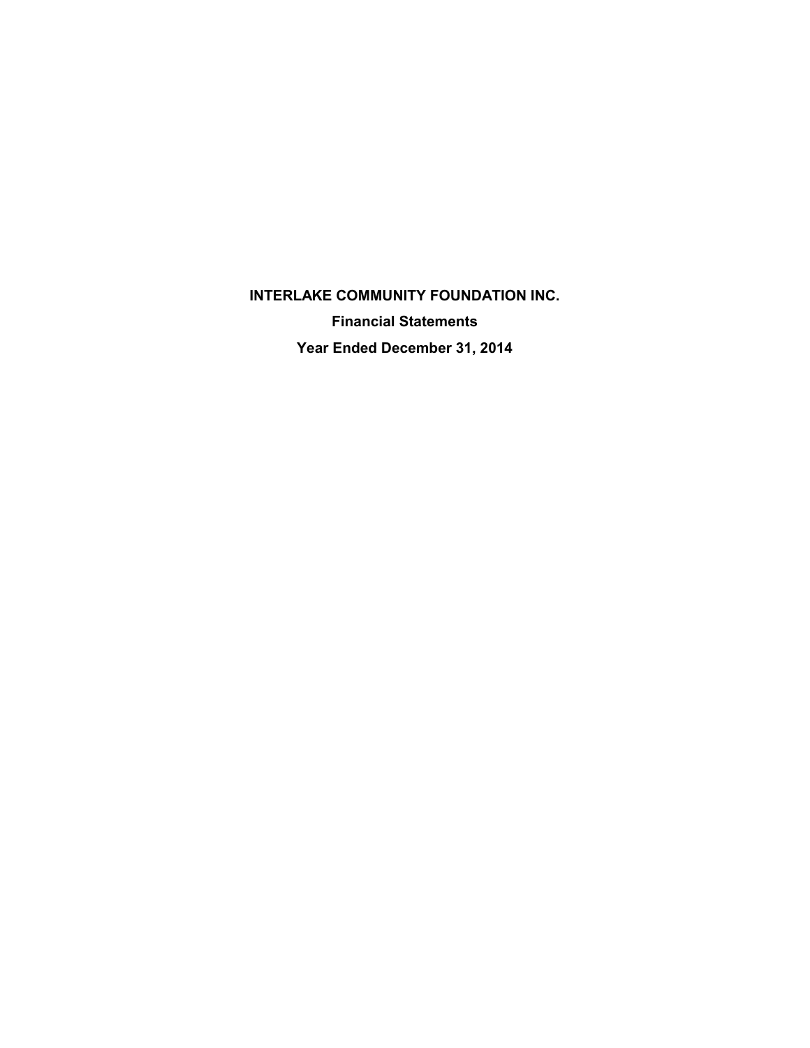# INTERLAKE COMMUNITY FOUNDATION INC.

## Financial Statements

## Year Ended December 31, 2014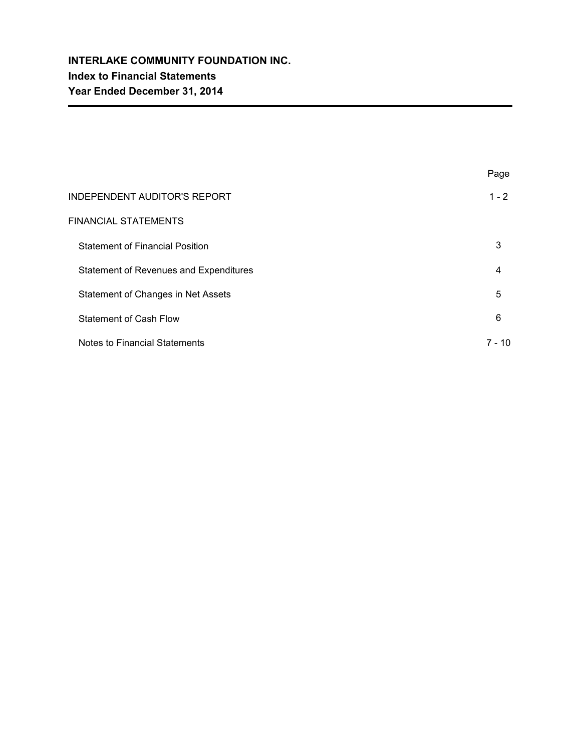# INTERLAKE COMMUNITY FOUNDATION INC.
## Index to Financial Statements
## Year Ended December 31, 2014

| | Page |
|---|---|
| INDEPENDENT AUDITOR'S REPORT | 1 - 2 |
| FINANCIAL STATEMENTS | |
| Statement of Financial Position | 3 |
| Statement of Revenues and Expenditures | 4 |
| Statement of Changes in Net Assets | 5 |
| Statement of Cash Flow | 6 |
| Notes to Financial Statements | 7 - 10 |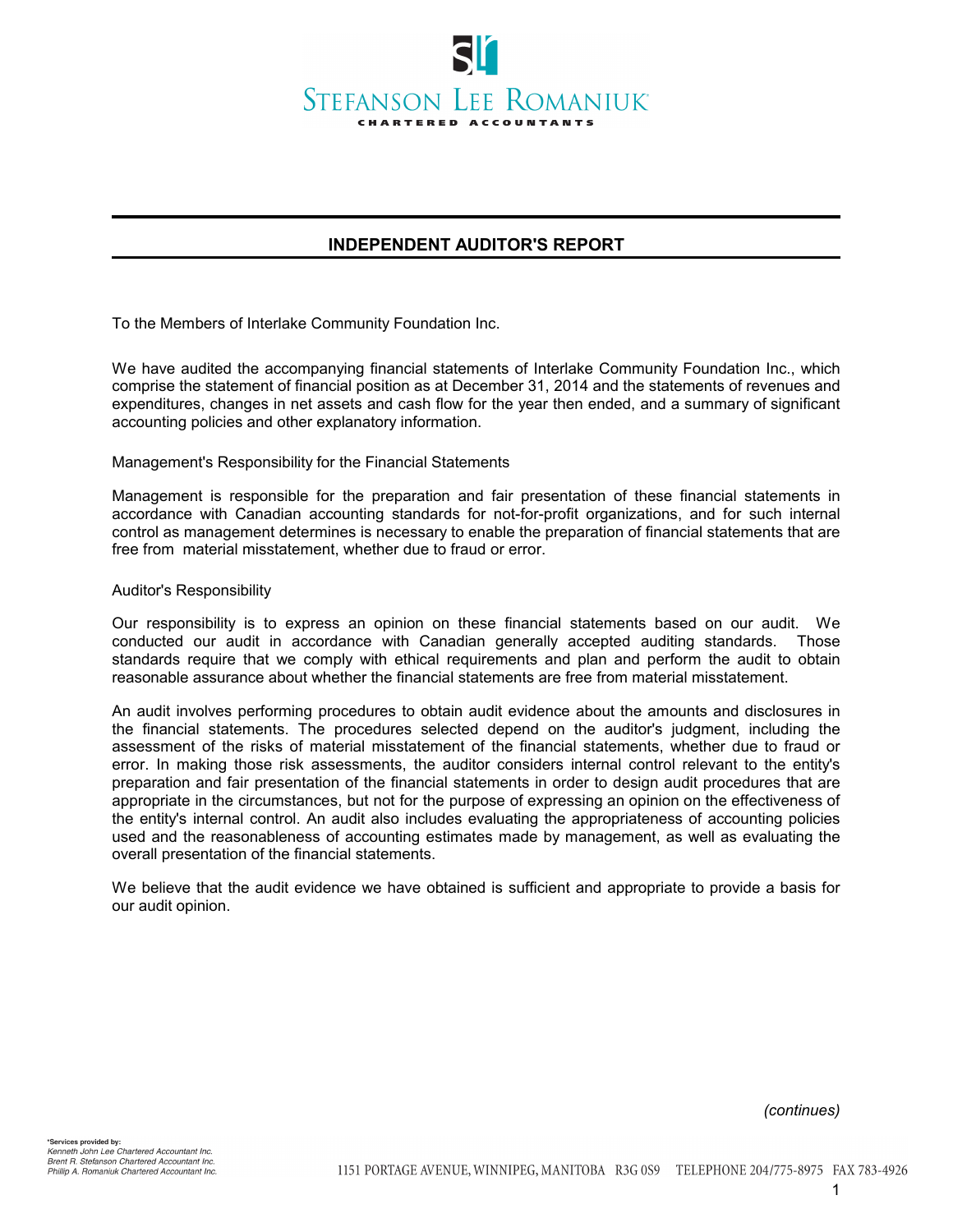STEFANSON LEE ROMANIUK
CHARTERED ACCOUNTANTS

## INDEPENDENT AUDITOR'S REPORT

To the Members of Interlake Community Foundation Inc.

We have audited the accompanying financial statements of Interlake Community Foundation Inc., which comprise the statement of financial position as at December 31, 2014 and the statements of revenues and expenditures, changes in net assets and cash flow for the year then ended, and a summary of significant accounting policies and other explanatory information.

Management's Responsibility for the Financial Statements

Management is responsible for the preparation and fair presentation of these financial statements in accordance with Canadian accounting standards for not-for-profit organizations, and for such internal control as management determines is necessary to enable the preparation of financial statements that are free from material misstatement, whether due to fraud or error.

Auditor's Responsibility

Our responsibility is to express an opinion on these financial statements based on our audit. We conducted our audit in accordance with Canadian generally accepted auditing standards. Those standards require that we comply with ethical requirements and plan and perform the audit to obtain reasonable assurance about whether the financial statements are free from material misstatement.

An audit involves performing procedures to obtain audit evidence about the amounts and disclosures in the financial statements. The procedures selected depend on the auditor's judgment, including the assessment of the risks of material misstatement of the financial statements, whether due to fraud or error. In making those risk assessments, the auditor considers internal control relevant to the entity's preparation and fair presentation of the financial statements in order to design audit procedures that are appropriate in the circumstances, but not for the purpose of expressing an opinion on the effectiveness of the entity's internal control. An audit also includes evaluating the appropriateness of accounting policies used and the reasonableness of accounting estimates made by management, as well as evaluating the overall presentation of the financial statements.

We believe that the audit evidence we have obtained is sufficient and appropriate to provide a basis for our audit opinion.

*(continues)*

**\*Services provided by:**
*Kenneth John Lee Chartered Accountant Inc.*
*Brent R. Stefanson Chartered Accountant Inc.*
*Phillip A. Romaniuk Chartered Accountant Inc.*

1151 PORTAGE AVENUE, WINNIPEG, MANITOBA R3G 0S9 TELEPHONE 204/775-8975 FAX 783-4926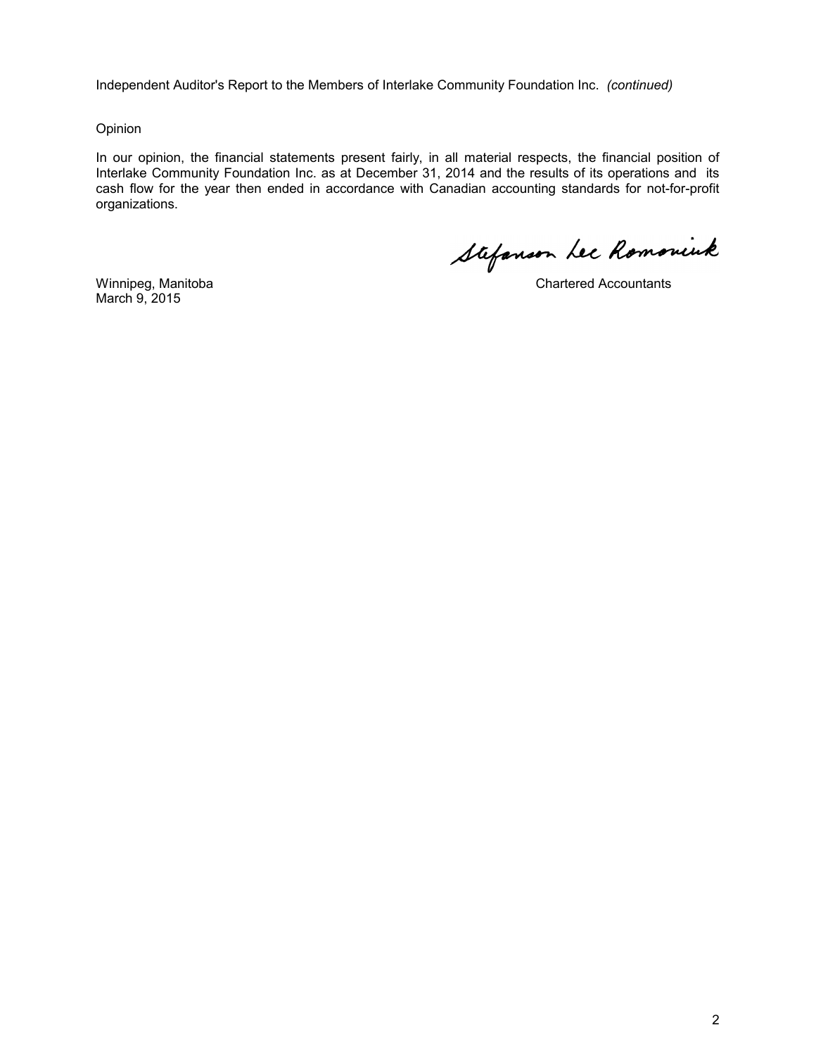Independent Auditor's Report to the Members of Interlake Community Foundation Inc. *(continued)*

Opinion

In our opinion, the financial statements present fairly, in all material respects, the financial position of Interlake Community Foundation Inc. as at December 31, 2014 and the results of its operations and its cash flow for the year then ended in accordance with Canadian accounting standards for not-for-profit organizations.

Stefanson Lee Romaniuk

Winnipeg, Manitoba
March 9, 2015

Chartered Accountants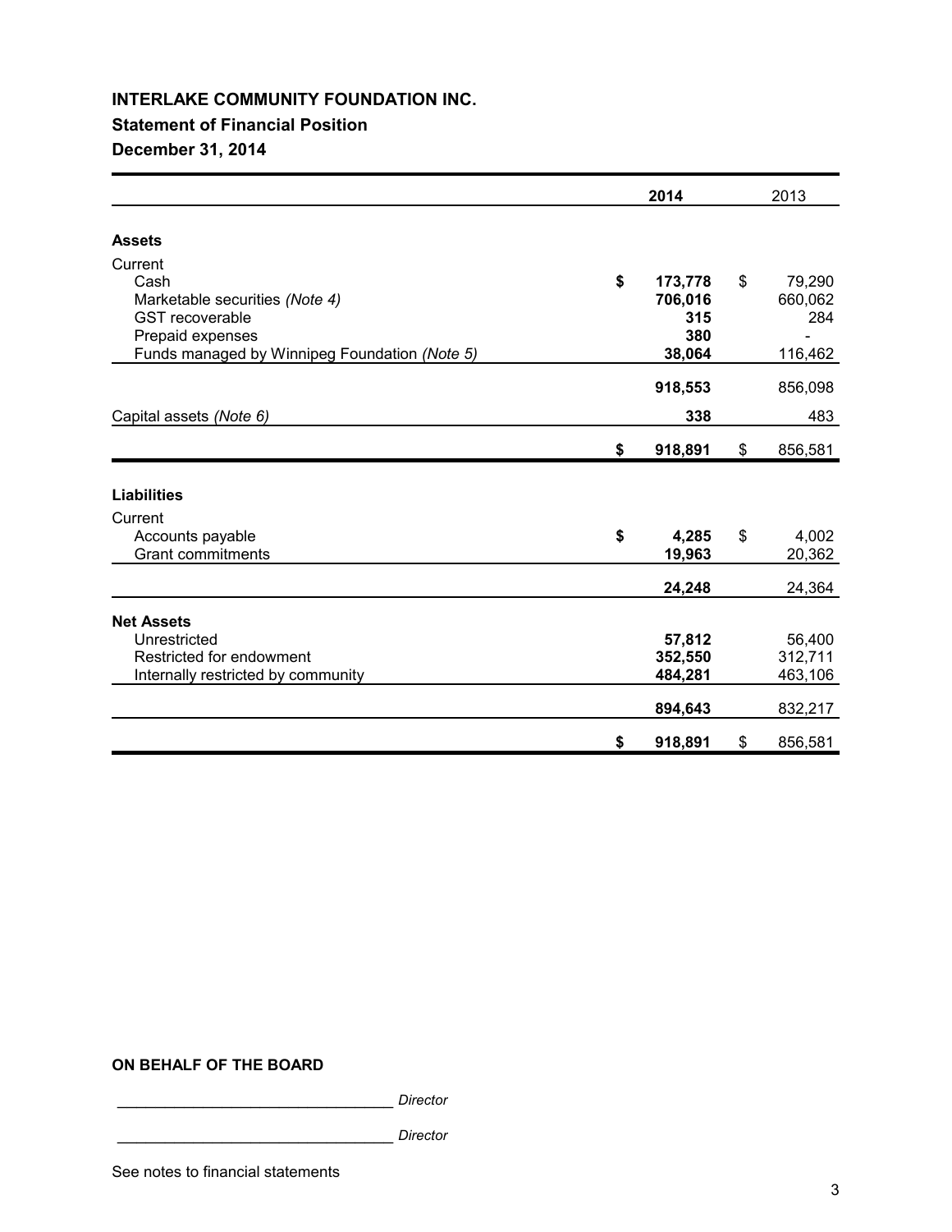**INTERLAKE COMMUNITY FOUNDATION INC.**

**Statement of Financial Position**

**December 31, 2014**

| | **2014** | 2013 |
|---|---|---|
| **Assets** | | |
| Current | | |
| Cash | **$ 173,778** | $ 79,290 |
| Marketable securities *(Note 4)* | **706,016** | 660,062 |
| GST recoverable | **315** | 284 |
| Prepaid expenses | **380** | - |
| Funds managed by Winnipeg Foundation *(Note 5)* | **38,064** | 116,462 |
| | **918,553** | 856,098 |
| Capital assets *(Note 6)* | **338** | 483 |
| | **$ 918,891** | $ 856,581 |
| **Liabilities** | | |
| Current | | |
| Accounts payable | **$ 4,285** | $ 4,002 |
| Grant commitments | **19,963** | 20,362 |
| | **24,248** | 24,364 |
| **Net Assets** | | |
| Unrestricted | **57,812** | 56,400 |
| Restricted for endowment | **352,550** | 312,711 |
| Internally restricted by community | **484,281** | 463,106 |
| | **894,643** | 832,217 |
| | **$ 918,891** | $ 856,581 |

**ON BEHALF OF THE BOARD**

_________________________________ *Director*

_________________________________ *Director*

See notes to financial statements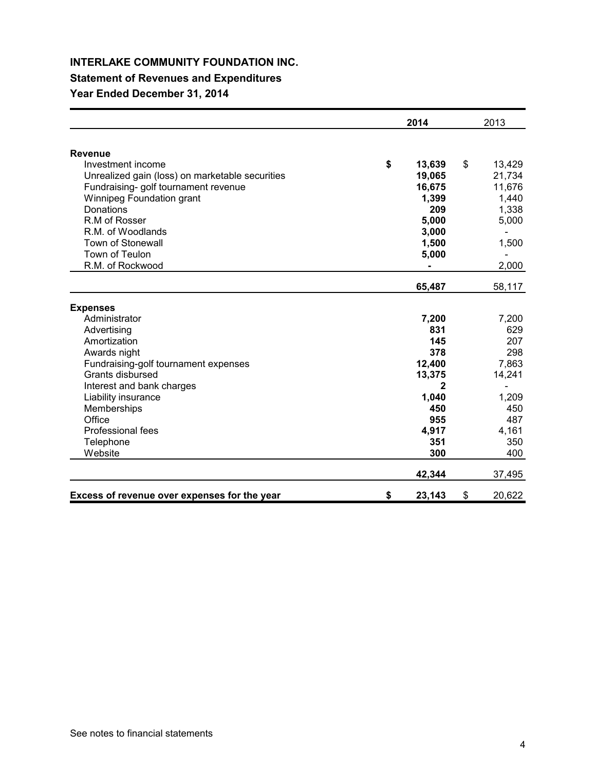**INTERLAKE COMMUNITY FOUNDATION INC.**

**Statement of Revenues and Expenditures**

**Year Ended December 31, 2014**

| | 2014 | 2013 |
|---|---|---|
| **Revenue** | | |
| Investment income | **$ 13,639** | $ 13,429 |
| Unrealized gain (loss) on marketable securities | **19,065** | 21,734 |
| Fundraising- golf tournament revenue | **16,675** | 11,676 |
| Winnipeg Foundation grant | **1,399** | 1,440 |
| Donations | **209** | 1,338 |
| R.M of Rosser | **5,000** | 5,000 |
| R.M. of Woodlands | **3,000** | - |
| Town of Stonewall | **1,500** | 1,500 |
| Town of Teulon | **5,000** | - |
| R.M. of Rockwood | **-** | 2,000 |
| | **65,487** | 58,117 |
| **Expenses** | | |
| Administrator | **7,200** | 7,200 |
| Advertising | **831** | 629 |
| Amortization | **145** | 207 |
| Awards night | **378** | 298 |
| Fundraising-golf tournament expenses | **12,400** | 7,863 |
| Grants disbursed | **13,375** | 14,241 |
| Interest and bank charges | **2** | - |
| Liability insurance | **1,040** | 1,209 |
| Memberships | **450** | 450 |
| Office | **955** | 487 |
| Professional fees | **4,917** | 4,161 |
| Telephone | **351** | 350 |
| Website | **300** | 400 |
| | **42,344** | 37,495 |
| **Excess of revenue over expenses for the year** | **$ 23,143** | $ 20,622 |

See notes to financial statements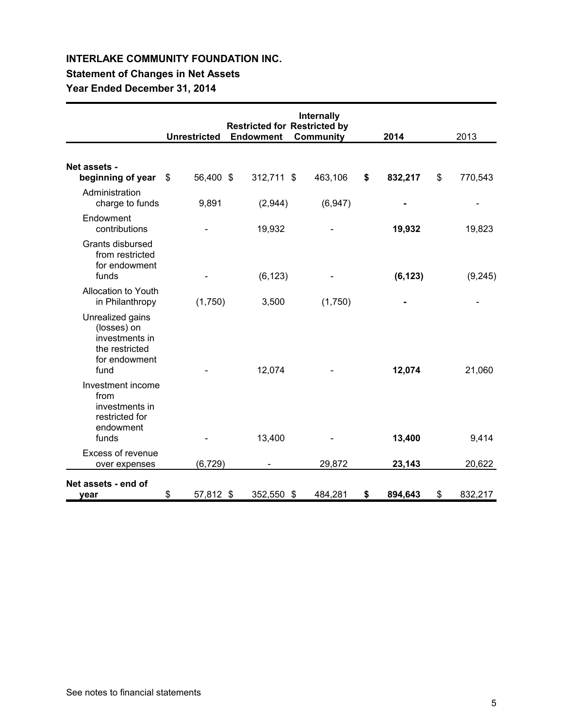**INTERLAKE COMMUNITY FOUNDATION INC.**

**Statement of Changes in Net Assets**

**Year Ended December 31, 2014**

| | **Unrestricted** | **Restricted for Endowment** | **Internally Restricted by Community** | **2014** | 2013 |
|---|---|---|---|---|---|
| **Net assets - beginning of year** | $ 56,400 | $ 312,711 | $ 463,106 | **$ 832,217** | $ 770,543 |
| Administration charge to funds | 9,891 | (2,944) | (6,947) | **-** | - |
| Endowment contributions | - | 19,932 | - | **19,932** | 19,823 |
| Grants disbursed from restricted for endowment funds | - | (6,123) | - | **(6,123)** | (9,245) |
| Allocation to Youth in Philanthropy | (1,750) | 3,500 | (1,750) | **-** | - |
| Unrealized gains (losses) on investments in the restricted for endowment fund | - | 12,074 | - | **12,074** | 21,060 |
| Investment income from investments in restricted for endowment funds | - | 13,400 | - | **13,400** | 9,414 |
| Excess of revenue over expenses | (6,729) | - | 29,872 | **23,143** | 20,622 |
| **Net assets - end of year** | $ 57,812 | $ 352,550 | $ 484,281 | **$ 894,643** | $ 832,217 |

See notes to financial statements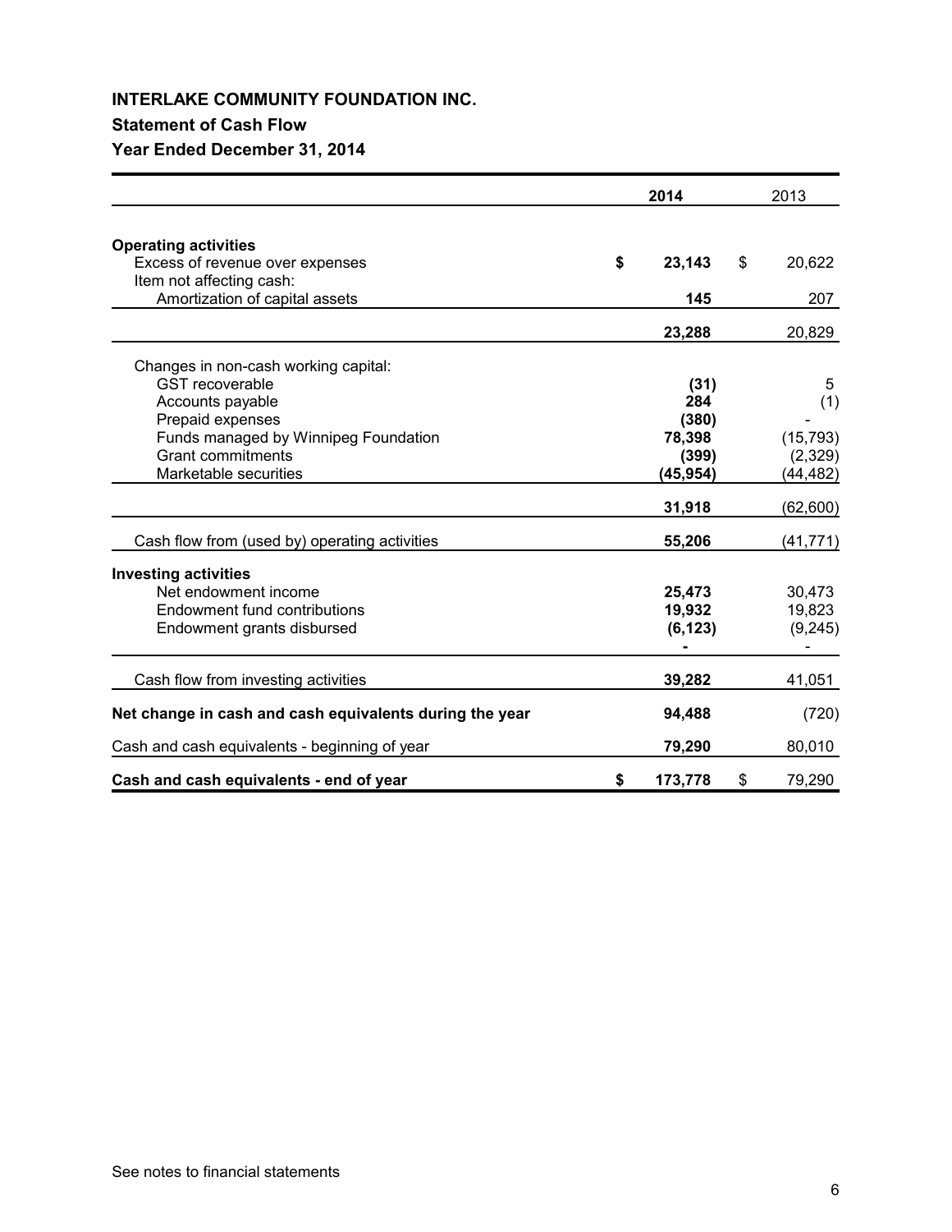## INTERLAKE COMMUNITY FOUNDATION INC.

### Statement of Cash Flow

### Year Ended December 31, 2014

| | 2014 | 2013 |
|---|---|---|
| **Operating activities** | | |
| Excess of revenue over expenses | $ 23,143 | $ 20,622 |
| Item not affecting cash: | | |
| Amortization of capital assets | 145 | 207 |
| | 23,288 | 20,829 |
| Changes in non-cash working capital: | | |
| GST recoverable | (31) | 5 |
| Accounts payable | 284 | (1) |
| Prepaid expenses | (380) | - |
| Funds managed by Winnipeg Foundation | 78,398 | (15,793) |
| Grant commitments | (399) | (2,329) |
| Marketable securities | (45,954) | (44,482) |
| | 31,918 | (62,600) |
| Cash flow from (used by) operating activities | 55,206 | (41,771) |
| **Investing activities** | | |
| Net endowment income | 25,473 | 30,473 |
| Endowment fund contributions | 19,932 | 19,823 |
| Endowment grants disbursed | (6,123) | (9,245) |
| | - | - |
| Cash flow from investing activities | 39,282 | 41,051 |
| **Net change in cash and cash equivalents during the year** | 94,488 | (720) |
| Cash and cash equivalents - beginning of year | 79,290 | 80,010 |
| **Cash and cash equivalents - end of year** | $ 173,778 | $ 79,290 |

See notes to financial statements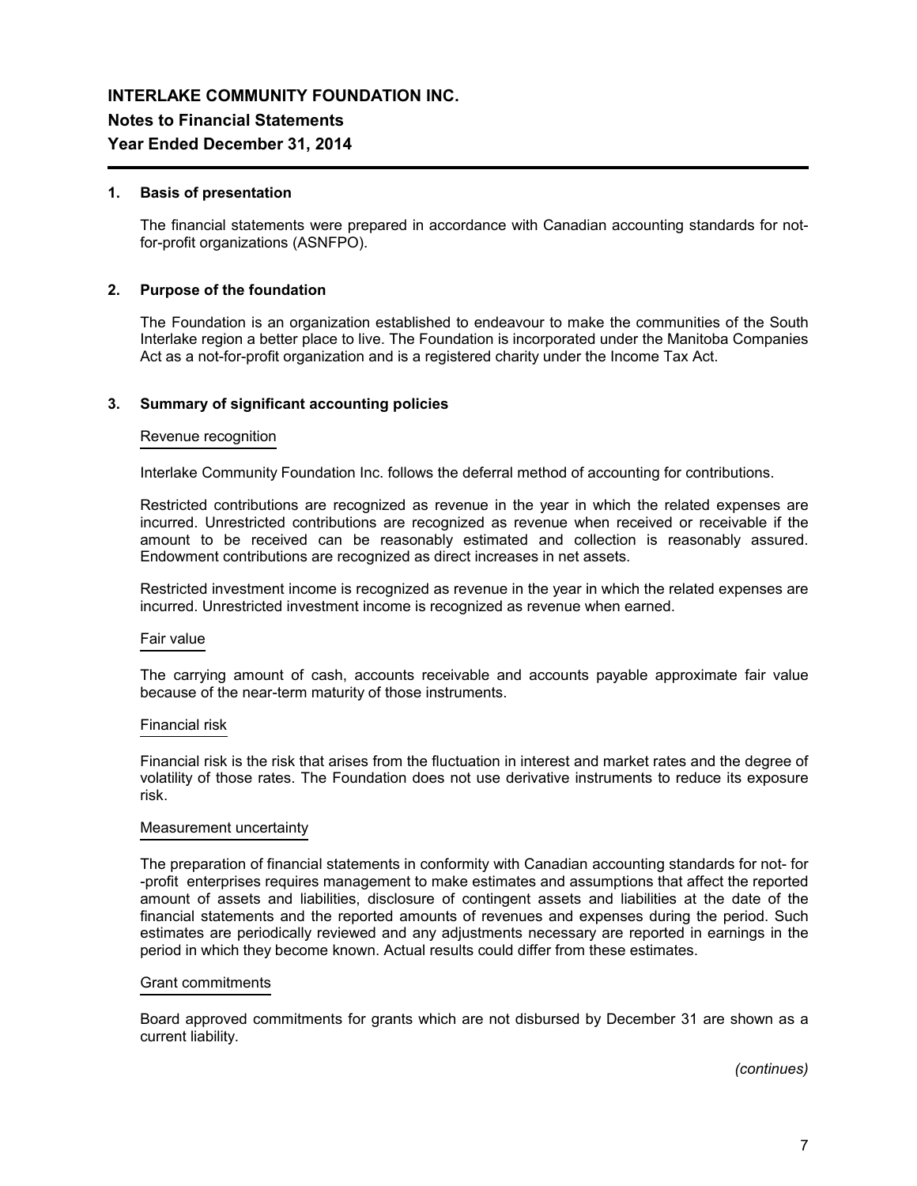# INTERLAKE COMMUNITY FOUNDATION INC.

## Notes to Financial Statements

## Year Ended December 31, 2014

### 1. Basis of presentation

The financial statements were prepared in accordance with Canadian accounting standards for not-for-profit organizations (ASNFPO).

### 2. Purpose of the foundation

The Foundation is an organization established to endeavour to make the communities of the South Interlake region a better place to live. The Foundation is incorporated under the Manitoba Companies Act as a not-for-profit organization and is a registered charity under the Income Tax Act.

### 3. Summary of significant accounting policies

#### Revenue recognition

Interlake Community Foundation Inc. follows the deferral method of accounting for contributions.

Restricted contributions are recognized as revenue in the year in which the related expenses are incurred. Unrestricted contributions are recognized as revenue when received or receivable if the amount to be received can be reasonably estimated and collection is reasonably assured. Endowment contributions are recognized as direct increases in net assets.

Restricted investment income is recognized as revenue in the year in which the related expenses are incurred. Unrestricted investment income is recognized as revenue when earned.

#### Fair value

The carrying amount of cash, accounts receivable and accounts payable approximate fair value because of the near-term maturity of those instruments.

#### Financial risk

Financial risk is the risk that arises from the fluctuation in interest and market rates and the degree of volatility of those rates. The Foundation does not use derivative instruments to reduce its exposure risk.

#### Measurement uncertainty

The preparation of financial statements in conformity with Canadian accounting standards for not- for -profit enterprises requires management to make estimates and assumptions that affect the reported amount of assets and liabilities, disclosure of contingent assets and liabilities at the date of the financial statements and the reported amounts of revenues and expenses during the period. Such estimates are periodically reviewed and any adjustments necessary are reported in earnings in the period in which they become known. Actual results could differ from these estimates.

#### Grant commitments

Board approved commitments for grants which are not disbursed by December 31 are shown as a current liability.

*(continues)*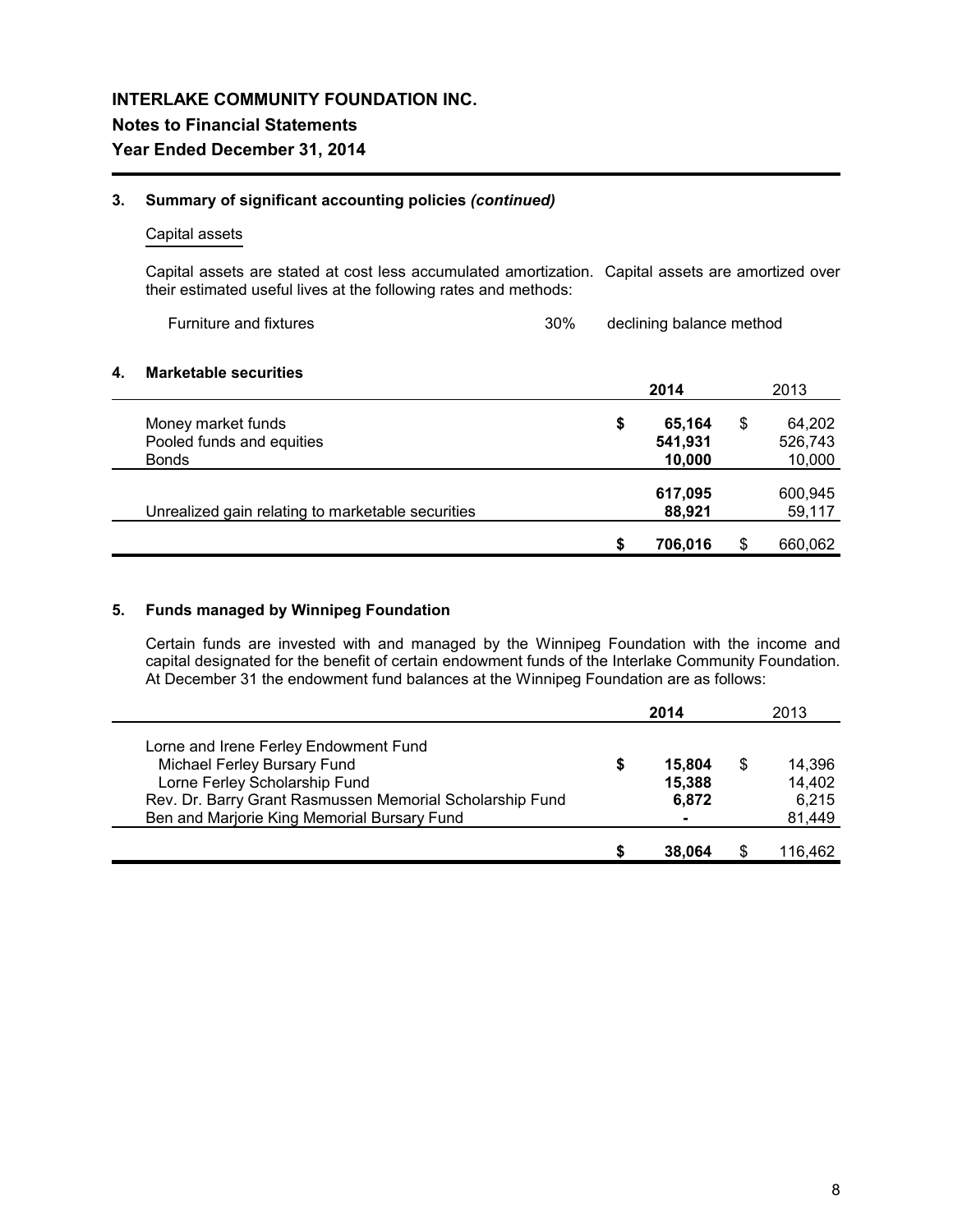**INTERLAKE COMMUNITY FOUNDATION INC.**

**Notes to Financial Statements**

**Year Ended December 31, 2014**

### 3. Summary of significant accounting policies *(continued)*

Capital assets

Capital assets are stated at cost less accumulated amortization. Capital assets are amortized over their estimated useful lives at the following rates and methods:

| | | |
|---|---|---|
| Furniture and fixtures | 30% | declining balance method |

### 4. Marketable securities

| | 2014 | 2013 |
|---|---|---|
| Money market funds | $ 65,164 | $ 64,202 |
| Pooled funds and equities | 541,931 | 526,743 |
| Bonds | 10,000 | 10,000 |
| | 617,095 | 600,945 |
| Unrealized gain relating to marketable securities | 88,921 | 59,117 |
| | $ 706,016 | $ 660,062 |

### 5. Funds managed by Winnipeg Foundation

Certain funds are invested with and managed by the Winnipeg Foundation with the income and capital designated for the benefit of certain endowment funds of the Interlake Community Foundation. At December 31 the endowment fund balances at the Winnipeg Foundation are as follows:

| | 2014 | 2013 |
|---|---|---|
| Lorne and Irene Ferley Endowment Fund | | |
| Michael Ferley Bursary Fund | $ 15,804 | $ 14,396 |
| Lorne Ferley Scholarship Fund | 15,388 | 14,402 |
| Rev. Dr. Barry Grant Rasmussen Memorial Scholarship Fund | 6,872 | 6,215 |
| Ben and Marjorie King Memorial Bursary Fund | - | 81,449 |
| | $ 38,064 | $ 116,462 |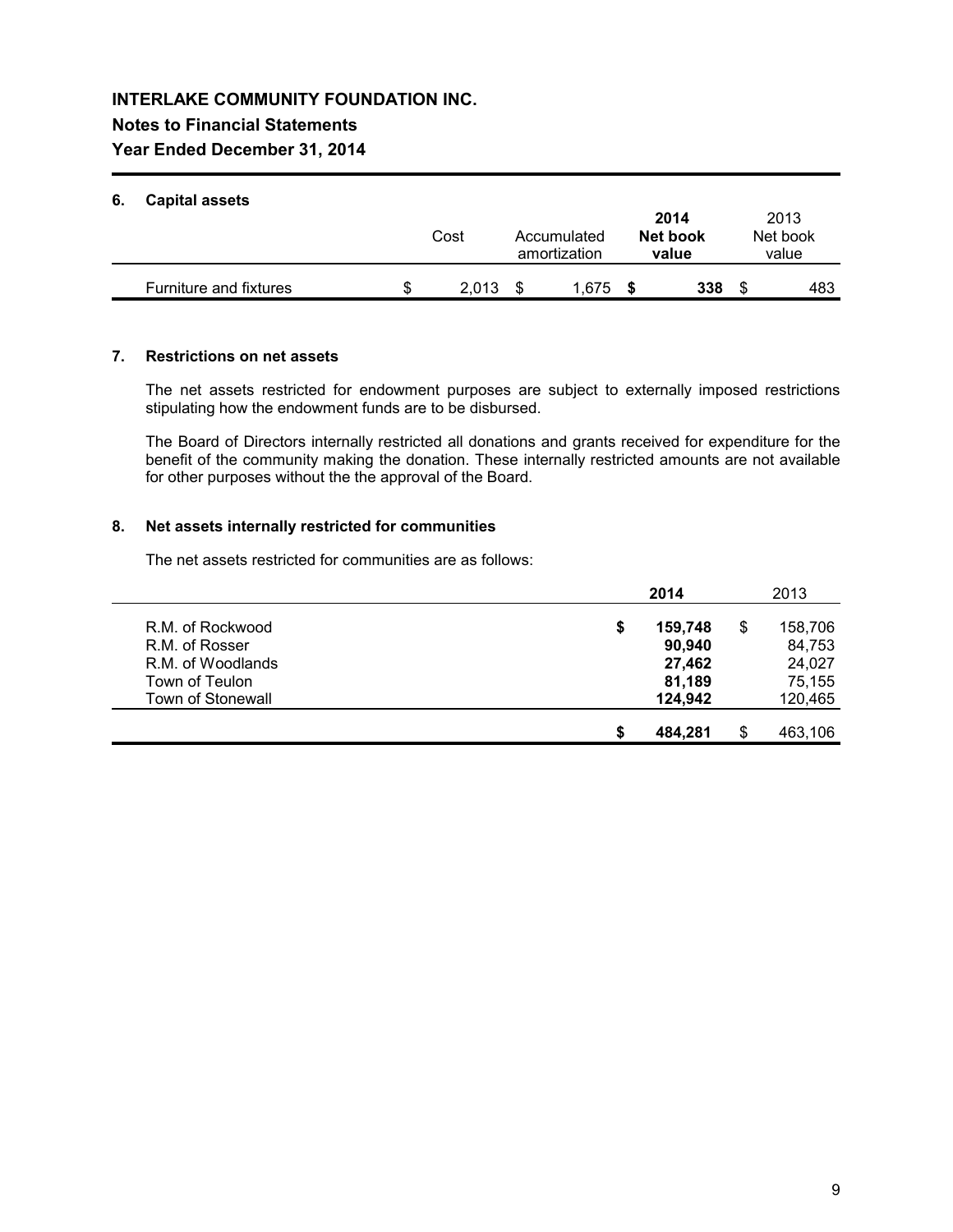# INTERLAKE COMMUNITY FOUNDATION INC.

## Notes to Financial Statements

## Year Ended December 31, 2014

### 6. Capital assets

| | Cost | Accumulated amortization | 2014 Net book value | 2013 Net book value |
|---|---|---|---|---|
| Furniture and fixtures | $ 2,013 | $ 1,675 | **$ 338** | $ 483 |

### 7. Restrictions on net assets

The net assets restricted for endowment purposes are subject to externally imposed restrictions stipulating how the endowment funds are to be disbursed.

The Board of Directors internally restricted all donations and grants received for expenditure for the benefit of the community making the donation. These internally restricted amounts are not available for other purposes without the the approval of the Board.

### 8. Net assets internally restricted for communities

The net assets restricted for communities are as follows:

| | 2014 | 2013 |
|---|---|---|
| R.M. of Rockwood | **$ 159,748** | $ 158,706 |
| R.M. of Rosser | **90,940** | 84,753 |
| R.M. of Woodlands | **27,462** | 24,027 |
| Town of Teulon | **81,189** | 75,155 |
| Town of Stonewall | **124,942** | 120,465 |
| | **$ 484,281** | $ 463,106 |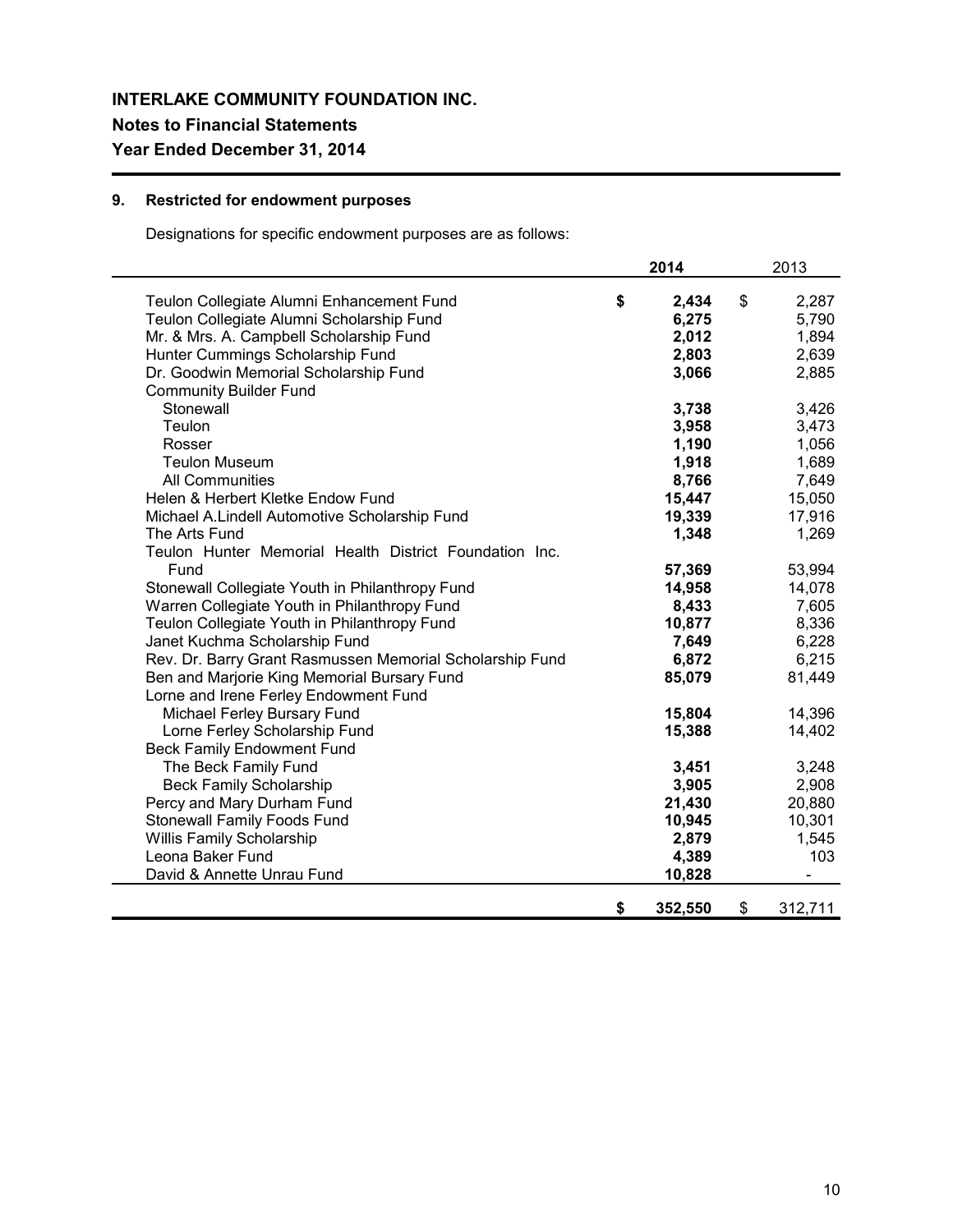**INTERLAKE COMMUNITY FOUNDATION INC.**

**Notes to Financial Statements**

**Year Ended December 31, 2014**

## 9. Restricted for endowment purposes

Designations for specific endowment purposes are as follows:

| | 2014 | 2013 |
|---|---|---|
| Teulon Collegiate Alumni Enhancement Fund | **$ 2,434** | $ 2,287 |
| Teulon Collegiate Alumni Scholarship Fund | **6,275** | 5,790 |
| Mr. & Mrs. A. Campbell Scholarship Fund | **2,012** | 1,894 |
| Hunter Cummings Scholarship Fund | **2,803** | 2,639 |
| Dr. Goodwin Memorial Scholarship Fund | **3,066** | 2,885 |
| Community Builder Fund | | |
| Stonewall | **3,738** | 3,426 |
| Teulon | **3,958** | 3,473 |
| Rosser | **1,190** | 1,056 |
| Teulon Museum | **1,918** | 1,689 |
| All Communities | **8,766** | 7,649 |
| Helen & Herbert Kletke Endow Fund | **15,447** | 15,050 |
| Michael A.Lindell Automotive Scholarship Fund | **19,339** | 17,916 |
| The Arts Fund | **1,348** | 1,269 |
| Teulon Hunter Memorial Health District Foundation Inc. Fund | **57,369** | 53,994 |
| Stonewall Collegiate Youth in Philanthropy Fund | **14,958** | 14,078 |
| Warren Collegiate Youth in Philanthropy Fund | **8,433** | 7,605 |
| Teulon Collegiate Youth in Philanthropy Fund | **10,877** | 8,336 |
| Janet Kuchma Scholarship Fund | **7,649** | 6,228 |
| Rev. Dr. Barry Grant Rasmussen Memorial Scholarship Fund | **6,872** | 6,215 |
| Ben and Marjorie King Memorial Bursary Fund | **85,079** | 81,449 |
| Lorne and Irene Ferley Endowment Fund | | |
| Michael Ferley Bursary Fund | **15,804** | 14,396 |
| Lorne Ferley Scholarship Fund | **15,388** | 14,402 |
| Beck Family Endowment Fund | | |
| The Beck Family Fund | **3,451** | 3,248 |
| Beck Family Scholarship | **3,905** | 2,908 |
| Percy and Mary Durham Fund | **21,430** | 20,880 |
| Stonewall Family Foods Fund | **10,945** | 10,301 |
| Willis Family Scholarship | **2,879** | 1,545 |
| Leona Baker Fund | **4,389** | 103 |
| David & Annette Unrau Fund | **10,828** | - |
| | **$ 352,550** | $ 312,711 |